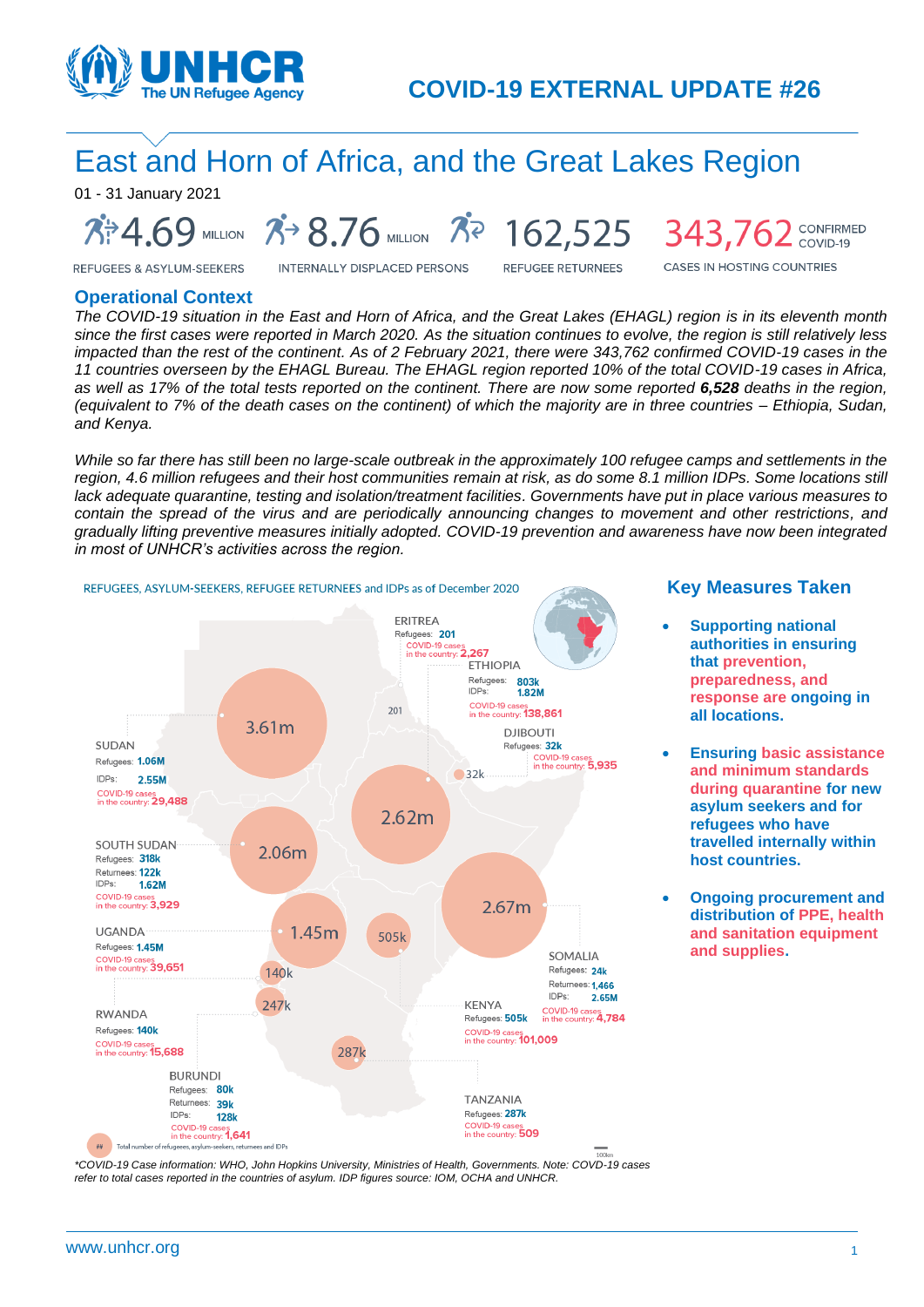# COVID-19 EXTERNAL UPDATE #26

## East and Horn of Africa, and the Great Lakes Region

01 - 31 January 2021

**4.69 MILLION** REFUGEES & ASYLUM-SEEKERS

**8.76 MILLION** INTERNALLY DISPLACED PERSONS

**162,525** REFUGEE RETURNEES

**343,762** CONFIRMED COVID-19 CASES IN HOSTING COUNTRIES

### Operational Context

*The COVID-19 situation in the East and Horn of Africa, and the Great Lakes (EHAGL) region is in its eleventh month since the first cases were reported in March 2020. As the situation continues to evolve, the region is still relatively less impacted than the rest of the continent. As of 2 February 2021, there were 343,762 confirmed COVID-19 cases in the 11 countries overseen by the EHAGL Bureau. The EHAGL region reported 10% of the total COVID-19 cases in Africa, as well as 17% of the total tests reported on the continent. There are now some reported **6,528** deaths in the region, (equivalent to 7% of the death cases on the continent) of which the majority are in three countries – Ethiopia, Sudan, and Kenya.*

*While so far there has still been no large-scale outbreak in the approximately 100 refugee camps and settlements in the region, 4.6 million refugees and their host communities remain at risk, as do some 8.1 million IDPs. Some locations still lack adequate quarantine, testing and isolation/treatment facilities. Governments have put in place various measures to contain the spread of the virus and are periodically announcing changes to movement and other restrictions, and gradually lifting preventive measures initially adopted. COVID-19 prevention and awareness have now been integrated in most of UNHCR's activities across the region.*

REFUGEES, ASYLUM-SEEKERS, REFUGEE RETURNEES and IDPs as of December 2020

| Country | Refugees | Returnees | IDPs | COVID-19 cases in the country | Total |
|---|---|---|---|---|---|
| Eritrea | 201 | | | 2,267 | 201 |
| Ethiopia | 803k | | 1.82M | 138,861 | 2.62m |
| Djibouti | 32k | | | 5,935 | 32k |
| Sudan | 1.06M | | 2.55M | 29,488 | 3.61m |
| South Sudan | 318k | 122k | 1.62M | 3,929 | 2.06m |
| Uganda | 1.45M | | | 39,651 | 1.45m |
| Somalia | 24k | 1,466 | 2.65M | 4,784 | 2.67m |
| Kenya | 505k | | | 101,009 | 505k |
| Rwanda | 140k | | | 15,688 | 140k |
| Burundi | 80k | 39k | 128k | 1,641 | 247k |
| Tanzania | 287k | | | 509 | 287k |

## Total number of refugees, asylum-seekers, returnees and IDPs

*\*COVID-19 Case information: WHO, John Hopkins University, Ministries of Health, Governments. Note: COVD-19 cases refer to total cases reported in the countries of asylum. IDP figures source: IOM, OCHA and UNHCR.*

### Key Measures Taken

- **Supporting national authorities in ensuring that prevention, preparedness, and response are ongoing in all locations.**
- **Ensuring basic assistance and minimum standards during quarantine for new asylum seekers and for refugees who have travelled internally within host countries.**
- **Ongoing procurement and distribution of PPE, health and sanitation equipment and supplies.**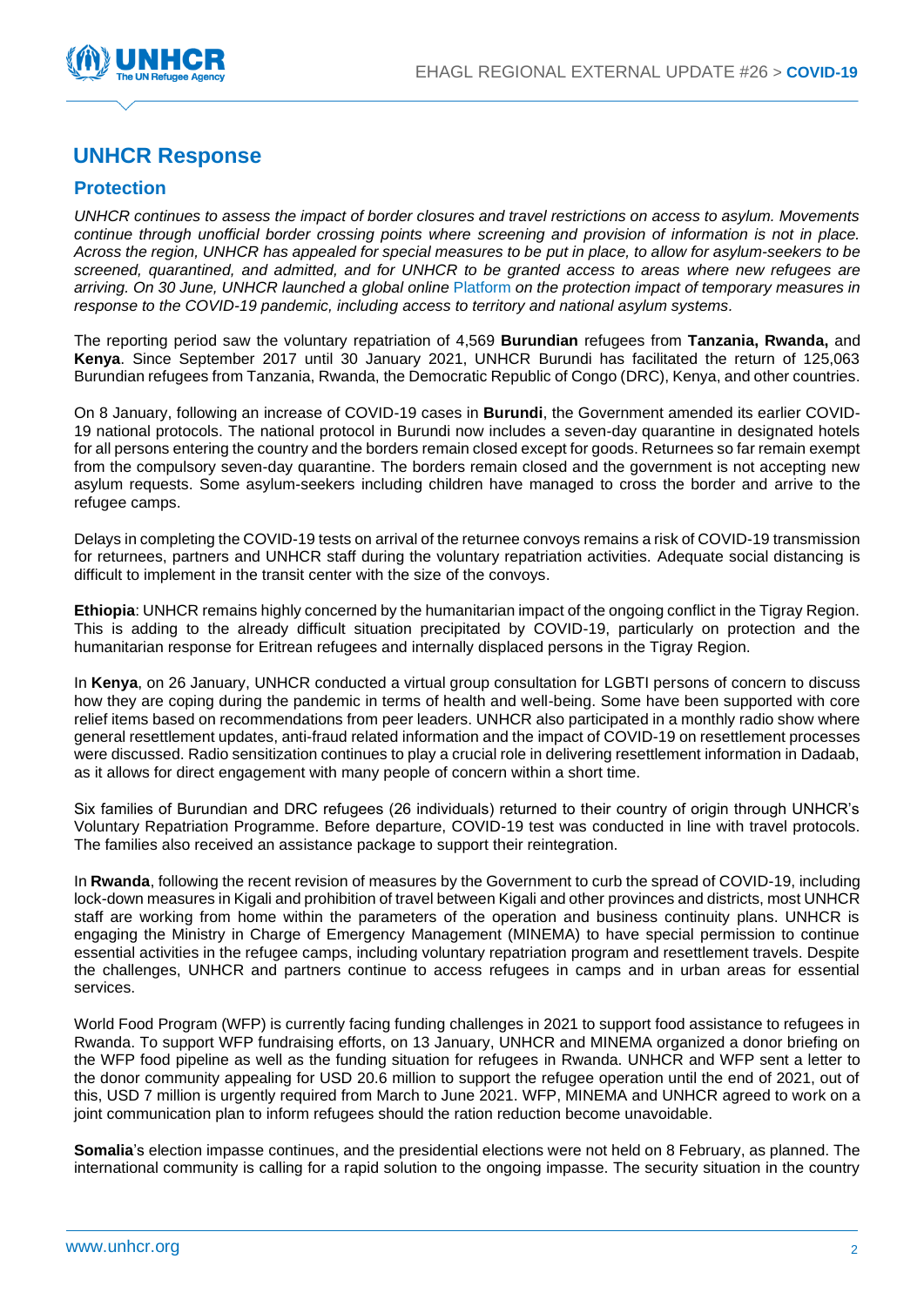# UNHCR Response

## Protection

*UNHCR continues to assess the impact of border closures and travel restrictions on access to asylum. Movements continue through unofficial border crossing points where screening and provision of information is not in place. Across the region, UNHCR has appealed for special measures to be put in place, to allow for asylum-seekers to be screened, quarantined, and admitted, and for UNHCR to be granted access to areas where new refugees are arriving. On 30 June, UNHCR launched a global online* Platform *on the protection impact of temporary measures in response to the COVID-19 pandemic, including access to territory and national asylum systems.*

The reporting period saw the voluntary repatriation of 4,569 **Burundian** refugees from **Tanzania, Rwanda,** and **Kenya**. Since September 2017 until 30 January 2021, UNHCR Burundi has facilitated the return of 125,063 Burundian refugees from Tanzania, Rwanda, the Democratic Republic of Congo (DRC), Kenya, and other countries.

On 8 January, following an increase of COVID-19 cases in **Burundi**, the Government amended its earlier COVID-19 national protocols. The national protocol in Burundi now includes a seven-day quarantine in designated hotels for all persons entering the country and the borders remain closed except for goods. Returnees so far remain exempt from the compulsory seven-day quarantine. The borders remain closed and the government is not accepting new asylum requests. Some asylum-seekers including children have managed to cross the border and arrive to the refugee camps.

Delays in completing the COVID-19 tests on arrival of the returnee convoys remains a risk of COVID-19 transmission for returnees, partners and UNHCR staff during the voluntary repatriation activities. Adequate social distancing is difficult to implement in the transit center with the size of the convoys.

**Ethiopia**: UNHCR remains highly concerned by the humanitarian impact of the ongoing conflict in the Tigray Region. This is adding to the already difficult situation precipitated by COVID-19, particularly on protection and the humanitarian response for Eritrean refugees and internally displaced persons in the Tigray Region.

In **Kenya**, on 26 January, UNHCR conducted a virtual group consultation for LGBTI persons of concern to discuss how they are coping during the pandemic in terms of health and well-being. Some have been supported with core relief items based on recommendations from peer leaders. UNHCR also participated in a monthly radio show where general resettlement updates, anti-fraud related information and the impact of COVID-19 on resettlement processes were discussed. Radio sensitization continues to play a crucial role in delivering resettlement information in Dadaab, as it allows for direct engagement with many people of concern within a short time.

Six families of Burundian and DRC refugees (26 individuals) returned to their country of origin through UNHCR's Voluntary Repatriation Programme. Before departure, COVID-19 test was conducted in line with travel protocols. The families also received an assistance package to support their reintegration.

In **Rwanda**, following the recent revision of measures by the Government to curb the spread of COVID-19, including lock-down measures in Kigali and prohibition of travel between Kigali and other provinces and districts, most UNHCR staff are working from home within the parameters of the operation and business continuity plans. UNHCR is engaging the Ministry in Charge of Emergency Management (MINEMA) to have special permission to continue essential activities in the refugee camps, including voluntary repatriation program and resettlement travels. Despite the challenges, UNHCR and partners continue to access refugees in camps and in urban areas for essential services.

World Food Program (WFP) is currently facing funding challenges in 2021 to support food assistance to refugees in Rwanda. To support WFP fundraising efforts, on 13 January, UNHCR and MINEMA organized a donor briefing on the WFP food pipeline as well as the funding situation for refugees in Rwanda. UNHCR and WFP sent a letter to the donor community appealing for USD 20.6 million to support the refugee operation until the end of 2021, out of this, USD 7 million is urgently required from March to June 2021. WFP, MINEMA and UNHCR agreed to work on a joint communication plan to inform refugees should the ration reduction become unavoidable.

**Somalia**'s election impasse continues, and the presidential elections were not held on 8 February, as planned. The international community is calling for a rapid solution to the ongoing impasse. The security situation in the country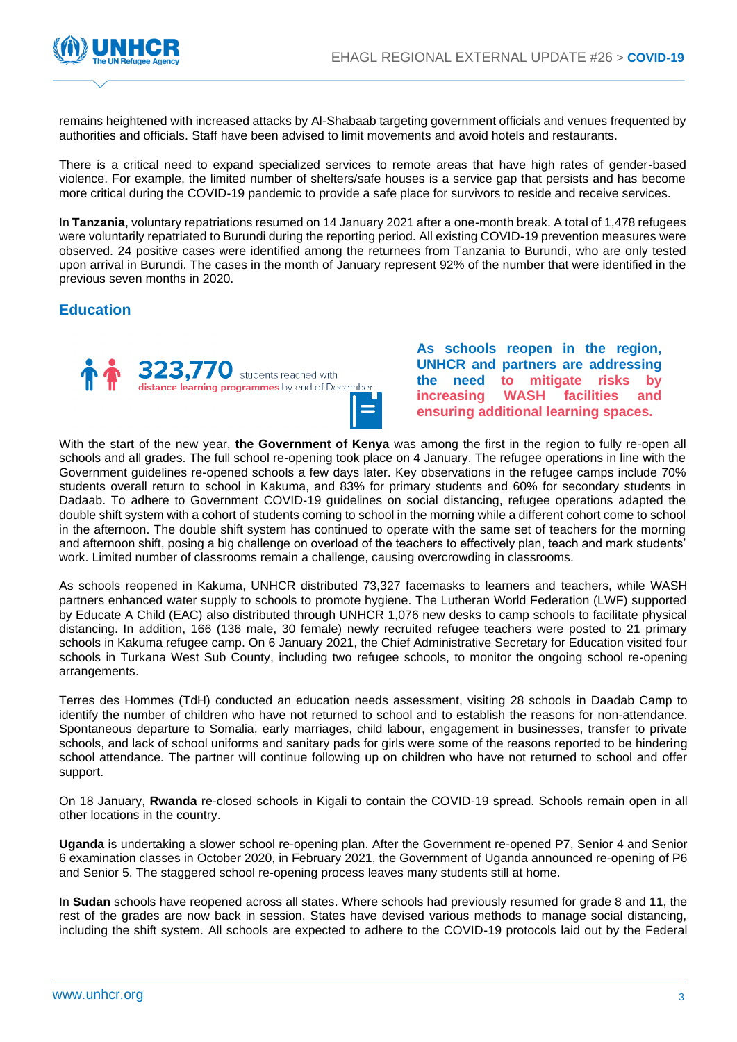remains heightened with increased attacks by Al-Shabaab targeting government officials and venues frequented by authorities and officials. Staff have been advised to limit movements and avoid hotels and restaurants.

There is a critical need to expand specialized services to remote areas that have high rates of gender-based violence. For example, the limited number of shelters/safe houses is a service gap that persists and has become more critical during the COVID-19 pandemic to provide a safe place for survivors to reside and receive services.

In **Tanzania**, voluntary repatriations resumed on 14 January 2021 after a one-month break. A total of 1,478 refugees were voluntarily repatriated to Burundi during the reporting period. All existing COVID-19 prevention measures were observed. 24 positive cases were identified among the returnees from Tanzania to Burundi, who are only tested upon arrival in Burundi. The cases in the month of January represent 92% of the number that were identified in the previous seven months in 2020.

## Education

**323,770** students reached with **distance learning programmes** by end of December

**As schools reopen in the region, UNHCR and partners are addressing the need to mitigate risks by increasing WASH facilities and ensuring additional learning spaces.**

With the start of the new year, **the Government of Kenya** was among the first in the region to fully re-open all schools and all grades. The full school re-opening took place on 4 January. The refugee operations in line with the Government guidelines re-opened schools a few days later. Key observations in the refugee camps include 70% students overall return to school in Kakuma, and 83% for primary students and 60% for secondary students in Dadaab. To adhere to Government COVID-19 guidelines on social distancing, refugee operations adapted the double shift system with a cohort of students coming to school in the morning while a different cohort come to school in the afternoon. The double shift system has continued to operate with the same set of teachers for the morning and afternoon shift, posing a big challenge on overload of the teachers to effectively plan, teach and mark students' work. Limited number of classrooms remain a challenge, causing overcrowding in classrooms.

As schools reopened in Kakuma, UNHCR distributed 73,327 facemasks to learners and teachers, while WASH partners enhanced water supply to schools to promote hygiene. The Lutheran World Federation (LWF) supported by Educate A Child (EAC) also distributed through UNHCR 1,076 new desks to camp schools to facilitate physical distancing. In addition, 166 (136 male, 30 female) newly recruited refugee teachers were posted to 21 primary schools in Kakuma refugee camp. On 6 January 2021, the Chief Administrative Secretary for Education visited four schools in Turkana West Sub County, including two refugee schools, to monitor the ongoing school re-opening arrangements.

Terres des Hommes (TdH) conducted an education needs assessment, visiting 28 schools in Daadab Camp to identify the number of children who have not returned to school and to establish the reasons for non-attendance. Spontaneous departure to Somalia, early marriages, child labour, engagement in businesses, transfer to private schools, and lack of school uniforms and sanitary pads for girls were some of the reasons reported to be hindering school attendance. The partner will continue following up on children who have not returned to school and offer support.

On 18 January, **Rwanda** re-closed schools in Kigali to contain the COVID-19 spread. Schools remain open in all other locations in the country.

**Uganda** is undertaking a slower school re-opening plan. After the Government re-opened P7, Senior 4 and Senior 6 examination classes in October 2020, in February 2021, the Government of Uganda announced re-opening of P6 and Senior 5. The staggered school re-opening process leaves many students still at home.

In **Sudan** schools have reopened across all states. Where schools had previously resumed for grade 8 and 11, the rest of the grades are now back in session. States have devised various methods to manage social distancing, including the shift system. All schools are expected to adhere to the COVID-19 protocols laid out by the Federal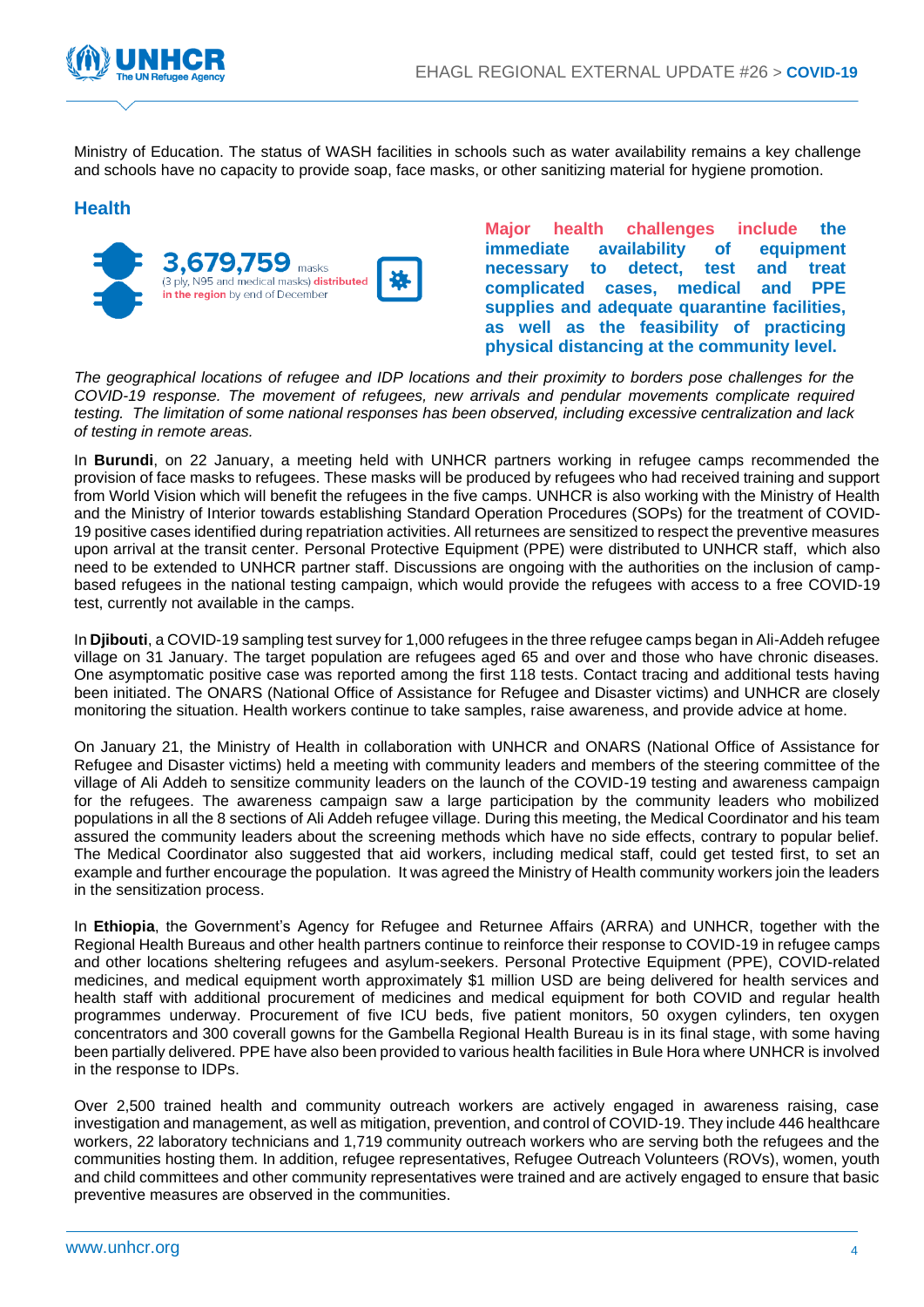Ministry of Education. The status of WASH facilities in schools such as water availability remains a key challenge and schools have no capacity to provide soap, face masks, or other sanitizing material for hygiene promotion.

## Health

**3,679,759** masks (3 ply, N95 and medical masks) distributed in the region by end of December

**Major health challenges include the immediate availability of equipment necessary to detect, test and treat complicated cases, medical and PPE supplies and adequate quarantine facilities, as well as the feasibility of practicing physical distancing at the community level.**

*The geographical locations of refugee and IDP locations and their proximity to borders pose challenges for the COVID-19 response. The movement of refugees, new arrivals and pendular movements complicate required testing. The limitation of some national responses has been observed, including excessive centralization and lack of testing in remote areas.*

In **Burundi**, on 22 January, a meeting held with UNHCR partners working in refugee camps recommended the provision of face masks to refugees. These masks will be produced by refugees who had received training and support from World Vision which will benefit the refugees in the five camps. UNHCR is also working with the Ministry of Health and the Ministry of Interior towards establishing Standard Operation Procedures (SOPs) for the treatment of COVID-19 positive cases identified during repatriation activities. All returnees are sensitized to respect the preventive measures upon arrival at the transit center. Personal Protective Equipment (PPE) were distributed to UNHCR staff, which also need to be extended to UNHCR partner staff. Discussions are ongoing with the authorities on the inclusion of camp-based refugees in the national testing campaign, which would provide the refugees with access to a free COVID-19 test, currently not available in the camps.

In **Djibouti**, a COVID-19 sampling test survey for 1,000 refugees in the three refugee camps began in Ali-Addeh refugee village on 31 January. The target population are refugees aged 65 and over and those who have chronic diseases. One asymptomatic positive case was reported among the first 118 tests. Contact tracing and additional tests having been initiated. The ONARS (National Office of Assistance for Refugee and Disaster victims) and UNHCR are closely monitoring the situation. Health workers continue to take samples, raise awareness, and provide advice at home.

On January 21, the Ministry of Health in collaboration with UNHCR and ONARS (National Office of Assistance for Refugee and Disaster victims) held a meeting with community leaders and members of the steering committee of the village of Ali Addeh to sensitize community leaders on the launch of the COVID-19 testing and awareness campaign for the refugees. The awareness campaign saw a large participation by the community leaders who mobilized populations in all the 8 sections of Ali Addeh refugee village. During this meeting, the Medical Coordinator and his team assured the community leaders about the screening methods which have no side effects, contrary to popular belief. The Medical Coordinator also suggested that aid workers, including medical staff, could get tested first, to set an example and further encourage the population. It was agreed the Ministry of Health community workers join the leaders in the sensitization process.

In **Ethiopia**, the Government's Agency for Refugee and Returnee Affairs (ARRA) and UNHCR, together with the Regional Health Bureaus and other health partners continue to reinforce their response to COVID-19 in refugee camps and other locations sheltering refugees and asylum-seekers. Personal Protective Equipment (PPE), COVID-related medicines, and medical equipment worth approximately $1 million USD are being delivered for health services and health staff with additional procurement of medicines and medical equipment for both COVID and regular health programmes underway. Procurement of five ICU beds, five patient monitors, 50 oxygen cylinders, ten oxygen concentrators and 300 coverall gowns for the Gambella Regional Health Bureau is in its final stage, with some having been partially delivered. PPE have also been provided to various health facilities in Bule Hora where UNHCR is involved in the response to IDPs.

Over 2,500 trained health and community outreach workers are actively engaged in awareness raising, case investigation and management, as well as mitigation, prevention, and control of COVID-19. They include 446 healthcare workers, 22 laboratory technicians and 1,719 community outreach workers who are serving both the refugees and the communities hosting them. In addition, refugee representatives, Refugee Outreach Volunteers (ROVs), women, youth and child committees and other community representatives were trained and are actively engaged to ensure that basic preventive measures are observed in the communities.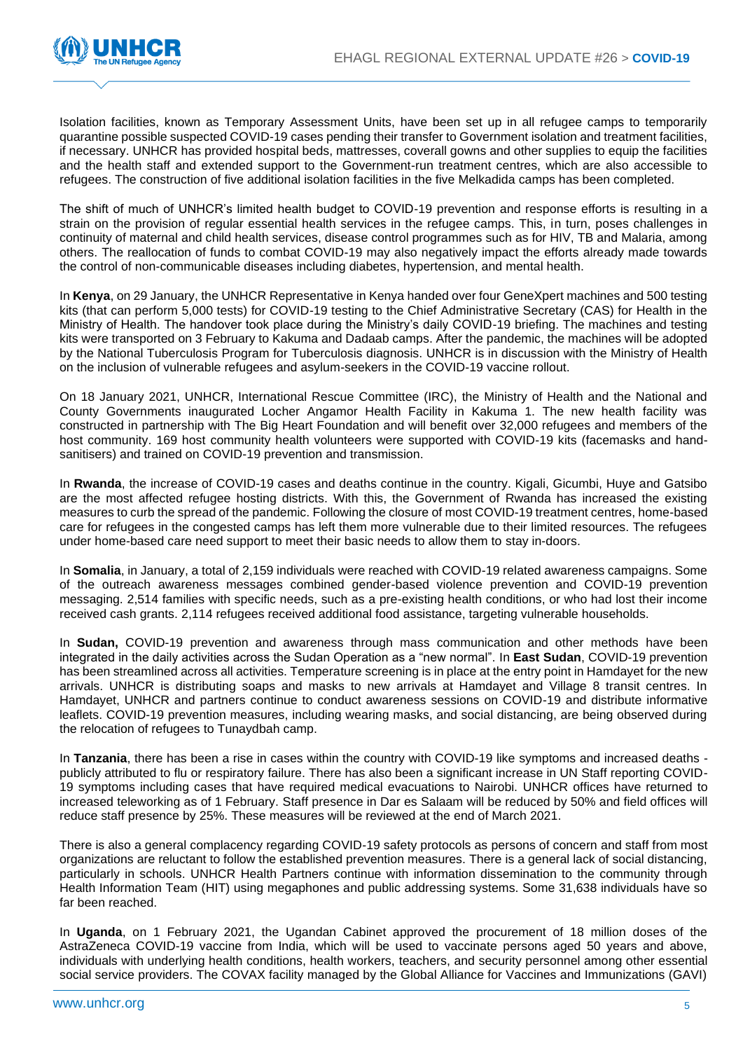Isolation facilities, known as Temporary Assessment Units, have been set up in all refugee camps to temporarily quarantine possible suspected COVID-19 cases pending their transfer to Government isolation and treatment facilities, if necessary. UNHCR has provided hospital beds, mattresses, coverall gowns and other supplies to equip the facilities and the health staff and extended support to the Government-run treatment centres, which are also accessible to refugees. The construction of five additional isolation facilities in the five Melkadida camps has been completed.

The shift of much of UNHCR's limited health budget to COVID-19 prevention and response efforts is resulting in a strain on the provision of regular essential health services in the refugee camps. This, in turn, poses challenges in continuity of maternal and child health services, disease control programmes such as for HIV, TB and Malaria, among others. The reallocation of funds to combat COVID-19 may also negatively impact the efforts already made towards the control of non-communicable diseases including diabetes, hypertension, and mental health.

In **Kenya**, on 29 January, the UNHCR Representative in Kenya handed over four GeneXpert machines and 500 testing kits (that can perform 5,000 tests) for COVID-19 testing to the Chief Administrative Secretary (CAS) for Health in the Ministry of Health. The handover took place during the Ministry's daily COVID-19 briefing. The machines and testing kits were transported on 3 February to Kakuma and Dadaab camps. After the pandemic, the machines will be adopted by the National Tuberculosis Program for Tuberculosis diagnosis. UNHCR is in discussion with the Ministry of Health on the inclusion of vulnerable refugees and asylum-seekers in the COVID-19 vaccine rollout.

On 18 January 2021, UNHCR, International Rescue Committee (IRC), the Ministry of Health and the National and County Governments inaugurated Locher Angamor Health Facility in Kakuma 1. The new health facility was constructed in partnership with The Big Heart Foundation and will benefit over 32,000 refugees and members of the host community. 169 host community health volunteers were supported with COVID-19 kits (facemasks and hand-sanitisers) and trained on COVID-19 prevention and transmission.

In **Rwanda**, the increase of COVID-19 cases and deaths continue in the country. Kigali, Gicumbi, Huye and Gatsibo are the most affected refugee hosting districts. With this, the Government of Rwanda has increased the existing measures to curb the spread of the pandemic. Following the closure of most COVID-19 treatment centres, home-based care for refugees in the congested camps has left them more vulnerable due to their limited resources. The refugees under home-based care need support to meet their basic needs to allow them to stay in-doors.

In **Somalia**, in January, a total of 2,159 individuals were reached with COVID-19 related awareness campaigns. Some of the outreach awareness messages combined gender-based violence prevention and COVID-19 prevention messaging. 2,514 families with specific needs, such as a pre-existing health conditions, or who had lost their income received cash grants. 2,114 refugees received additional food assistance, targeting vulnerable households.

In **Sudan,** COVID-19 prevention and awareness through mass communication and other methods have been integrated in the daily activities across the Sudan Operation as a "new normal". In **East Sudan**, COVID-19 prevention has been streamlined across all activities. Temperature screening is in place at the entry point in Hamdayet for the new arrivals. UNHCR is distributing soaps and masks to new arrivals at Hamdayet and Village 8 transit centres. In Hamdayet, UNHCR and partners continue to conduct awareness sessions on COVID-19 and distribute informative leaflets. COVID-19 prevention measures, including wearing masks, and social distancing, are being observed during the relocation of refugees to Tunaydbah camp.

In **Tanzania**, there has been a rise in cases within the country with COVID-19 like symptoms and increased deaths - publicly attributed to flu or respiratory failure. There has also been a significant increase in UN Staff reporting COVID-19 symptoms including cases that have required medical evacuations to Nairobi. UNHCR offices have returned to increased teleworking as of 1 February. Staff presence in Dar es Salaam will be reduced by 50% and field offices will reduce staff presence by 25%. These measures will be reviewed at the end of March 2021.

There is also a general complacency regarding COVID-19 safety protocols as persons of concern and staff from most organizations are reluctant to follow the established prevention measures. There is a general lack of social distancing, particularly in schools. UNHCR Health Partners continue with information dissemination to the community through Health Information Team (HIT) using megaphones and public addressing systems. Some 31,638 individuals have so far been reached.

In **Uganda**, on 1 February 2021, the Ugandan Cabinet approved the procurement of 18 million doses of the AstraZeneca COVID-19 vaccine from India, which will be used to vaccinate persons aged 50 years and above, individuals with underlying health conditions, health workers, teachers, and security personnel among other essential social service providers. The COVAX facility managed by the Global Alliance for Vaccines and Immunizations (GAVI)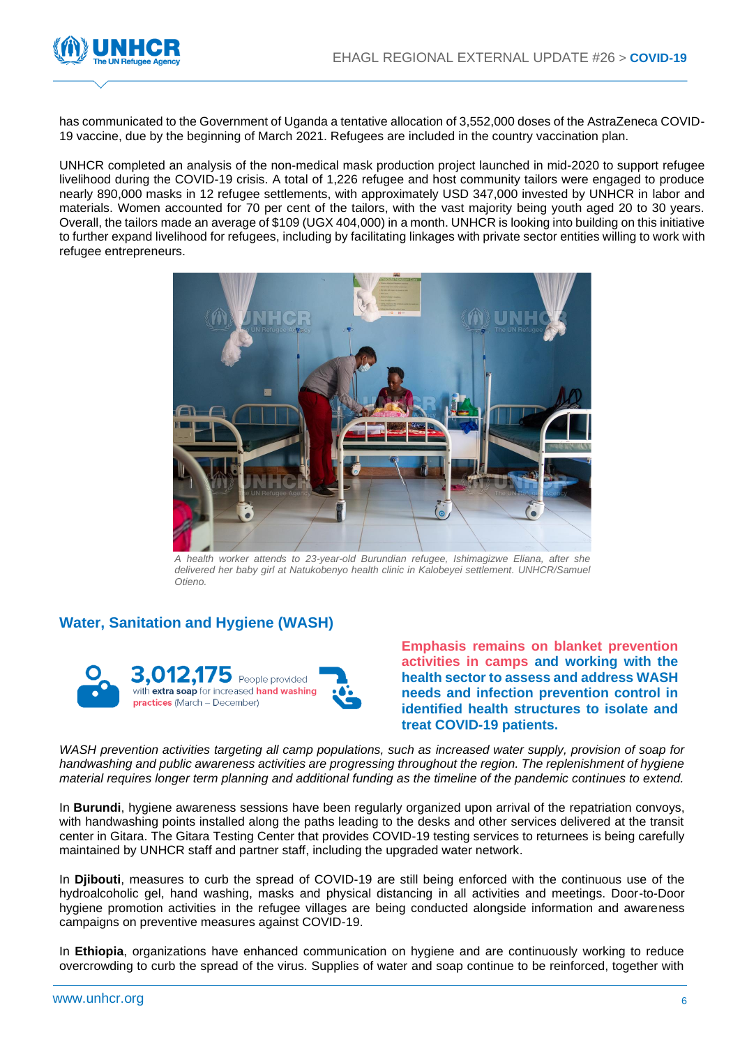has communicated to the Government of Uganda a tentative allocation of 3,552,000 doses of the AstraZeneca COVID-19 vaccine, due by the beginning of March 2021. Refugees are included in the country vaccination plan.

UNHCR completed an analysis of the non-medical mask production project launched in mid-2020 to support refugee livelihood during the COVID-19 crisis. A total of 1,226 refugee and host community tailors were engaged to produce nearly 890,000 masks in 12 refugee settlements, with approximately USD 347,000 invested by UNHCR in labor and materials. Women accounted for 70 per cent of the tailors, with the vast majority being youth aged 20 to 30 years. Overall, the tailors made an average of $109 (UGX 404,000) in a month. UNHCR is looking into building on this initiative to further expand livelihood for refugees, including by facilitating linkages with private sector entities willing to work with refugee entrepreneurs.

*A health worker attends to 23-year-old Burundian refugee, Ishimagizwe Eliana, after she delivered her baby girl at Natukobenyo health clinic in Kalobeyei settlement. UNHCR/Samuel Otieno.*

## Water, Sanitation and Hygiene (WASH)

**3,012,175** People provided with **extra soap** for increased **hand washing practices** (March – December)

**Emphasis remains on blanket prevention activities in camps and working with the health sector to assess and address WASH needs and infection prevention control in identified health structures to isolate and treat COVID-19 patients.**

*WASH prevention activities targeting all camp populations, such as increased water supply, provision of soap for handwashing and public awareness activities are progressing throughout the region. The replenishment of hygiene material requires longer term planning and additional funding as the timeline of the pandemic continues to extend.*

In **Burundi**, hygiene awareness sessions have been regularly organized upon arrival of the repatriation convoys, with handwashing points installed along the paths leading to the desks and other services delivered at the transit center in Gitara. The Gitara Testing Center that provides COVID-19 testing services to returnees is being carefully maintained by UNHCR staff and partner staff, including the upgraded water network.

In **Djibouti**, measures to curb the spread of COVID-19 are still being enforced with the continuous use of the hydroalcoholic gel, hand washing, masks and physical distancing in all activities and meetings. Door-to-Door hygiene promotion activities in the refugee villages are being conducted alongside information and awareness campaigns on preventive measures against COVID-19.

In **Ethiopia**, organizations have enhanced communication on hygiene and are continuously working to reduce overcrowding to curb the spread of the virus. Supplies of water and soap continue to be reinforced, together with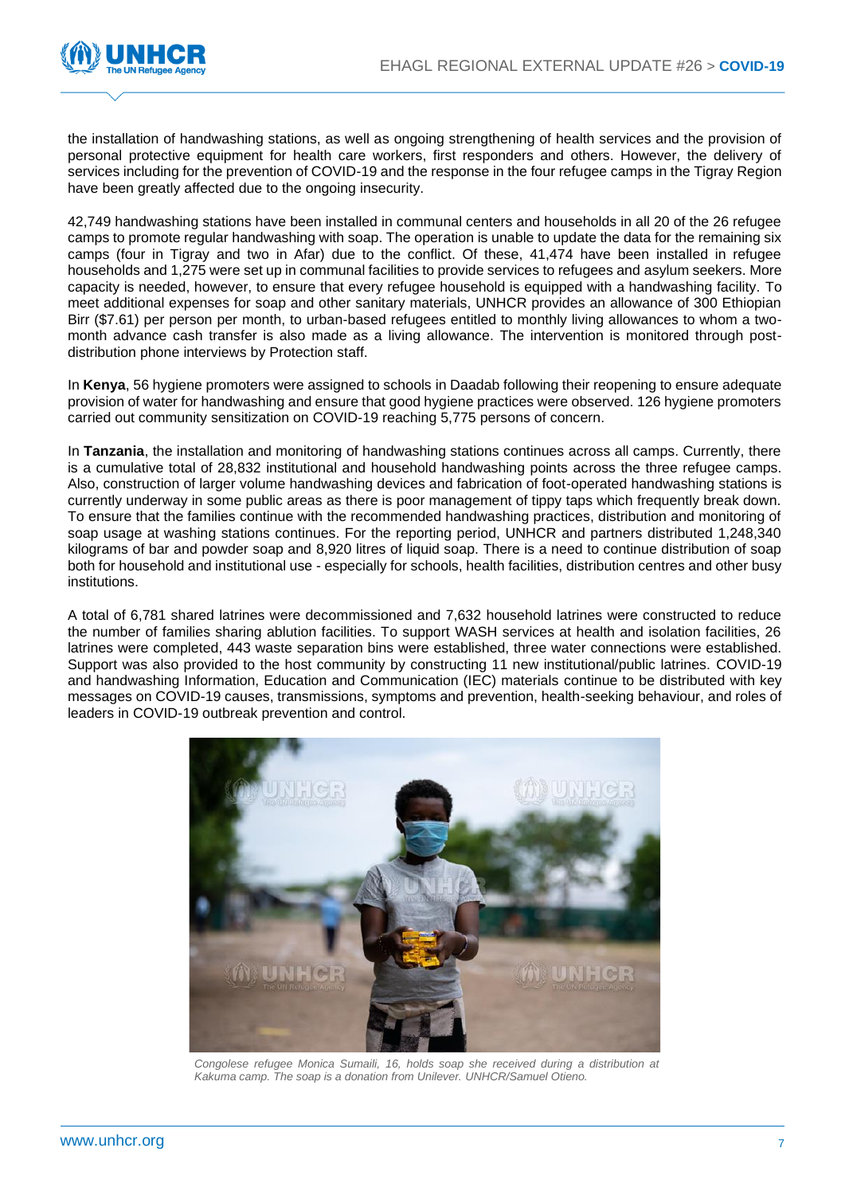the installation of handwashing stations, as well as ongoing strengthening of health services and the provision of personal protective equipment for health care workers, first responders and others. However, the delivery of services including for the prevention of COVID-19 and the response in the four refugee camps in the Tigray Region have been greatly affected due to the ongoing insecurity.

42,749 handwashing stations have been installed in communal centers and households in all 20 of the 26 refugee camps to promote regular handwashing with soap. The operation is unable to update the data for the remaining six camps (four in Tigray and two in Afar) due to the conflict. Of these, 41,474 have been installed in refugee households and 1,275 were set up in communal facilities to provide services to refugees and asylum seekers. More capacity is needed, however, to ensure that every refugee household is equipped with a handwashing facility. To meet additional expenses for soap and other sanitary materials, UNHCR provides an allowance of 300 Ethiopian Birr ($7.61) per person per month, to urban-based refugees entitled to monthly living allowances to whom a two-month advance cash transfer is also made as a living allowance. The intervention is monitored through post-distribution phone interviews by Protection staff.

In **Kenya**, 56 hygiene promoters were assigned to schools in Daadab following their reopening to ensure adequate provision of water for handwashing and ensure that good hygiene practices were observed. 126 hygiene promoters carried out community sensitization on COVID-19 reaching 5,775 persons of concern.

In **Tanzania**, the installation and monitoring of handwashing stations continues across all camps. Currently, there is a cumulative total of 28,832 institutional and household handwashing points across the three refugee camps. Also, construction of larger volume handwashing devices and fabrication of foot-operated handwashing stations is currently underway in some public areas as there is poor management of tippy taps which frequently break down. To ensure that the families continue with the recommended handwashing practices, distribution and monitoring of soap usage at washing stations continues. For the reporting period, UNHCR and partners distributed 1,248,340 kilograms of bar and powder soap and 8,920 litres of liquid soap. There is a need to continue distribution of soap both for household and institutional use - especially for schools, health facilities, distribution centres and other busy institutions.

A total of 6,781 shared latrines were decommissioned and 7,632 household latrines were constructed to reduce the number of families sharing ablution facilities. To support WASH services at health and isolation facilities, 26 latrines were completed, 443 waste separation bins were established, three water connections were established. Support was also provided to the host community by constructing 11 new institutional/public latrines. COVID-19 and handwashing Information, Education and Communication (IEC) materials continue to be distributed with key messages on COVID-19 causes, transmissions, symptoms and prevention, health-seeking behaviour, and roles of leaders in COVID-19 outbreak prevention and control.

*Congolese refugee Monica Sumaili, 16, holds soap she received during a distribution at Kakuma camp. The soap is a donation from Unilever. UNHCR/Samuel Otieno.*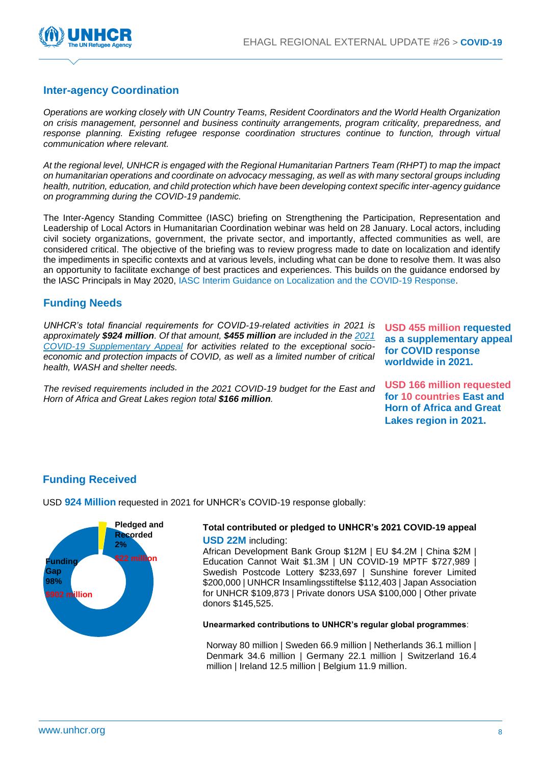## Inter-agency Coordination

*Operations are working closely with UN Country Teams, Resident Coordinators and the World Health Organization on crisis management, personnel and business continuity arrangements, program criticality, preparedness, and response planning. Existing refugee response coordination structures continue to function, through virtual communication where relevant.*

*At the regional level, UNHCR is engaged with the Regional Humanitarian Partners Team (RHPT) to map the impact on humanitarian operations and coordinate on advocacy messaging, as well as with many sectoral groups including health, nutrition, education, and child protection which have been developing context specific inter-agency guidance on programming during the COVID-19 pandemic.*

The Inter-Agency Standing Committee (IASC) briefing on Strengthening the Participation, Representation and Leadership of Local Actors in Humanitarian Coordination webinar was held on 28 January. Local actors, including civil society organizations, government, the private sector, and importantly, affected communities as well, are considered critical. The objective of the briefing was to review progress made to date on localization and identify the impediments in specific contexts and at various levels, including what can be done to resolve them. It was also an opportunity to facilitate exchange of best practices and experiences. This builds on the guidance endorsed by the IASC Principals in May 2020, IASC Interim Guidance on Localization and the COVID-19 Response.

## Funding Needs

*UNHCR's total financial requirements for COVID-19-related activities in 2021 is approximately **$924 million**. Of that amount, **$455 million** are included in the 2021 COVID-19 Supplementary Appeal for activities related to the exceptional socio-economic and protection impacts of COVID, as well as a limited number of critical health, WASH and shelter needs.*

*The revised requirements included in the 2021 COVID-19 budget for the East and Horn of Africa and Great Lakes region total **$166 million**.*

**USD 455 million requested as a supplementary appeal for COVID response worldwide in 2021.**

**USD 166 million requested for 10 countries East and Horn of Africa and Great Lakes region in 2021.**

## Funding Received

USD **924 Million** requested in 2021 for UNHCR's COVID-19 response globally:

Pledged and Recorded 2% — $22 million
Funding Gap 98% — $902 million

**Total contributed or pledged to UNHCR's 2021 COVID-19 appeal**

**USD 22M** including:

African Development Bank Group $12M | EU $4.2M | China $2M | Education Cannot Wait $1.3M | UN COVID-19 MPTF $727,989 | Swedish Postcode Lottery $233,697 | Sunshine forever Limited $200,000 | UNHCR Insamlingsstiftelse $112,403 | Japan Association for UNHCR $109,873 | Private donors USA $100,000 | Other private donors $145,525.

**Unearmarked contributions to UNHCR's regular global programmes**:

Norway 80 million | Sweden 66.9 million | Netherlands 36.1 million | Denmark 34.6 million | Germany 22.1 million | Switzerland 16.4 million | Ireland 12.5 million | Belgium 11.9 million.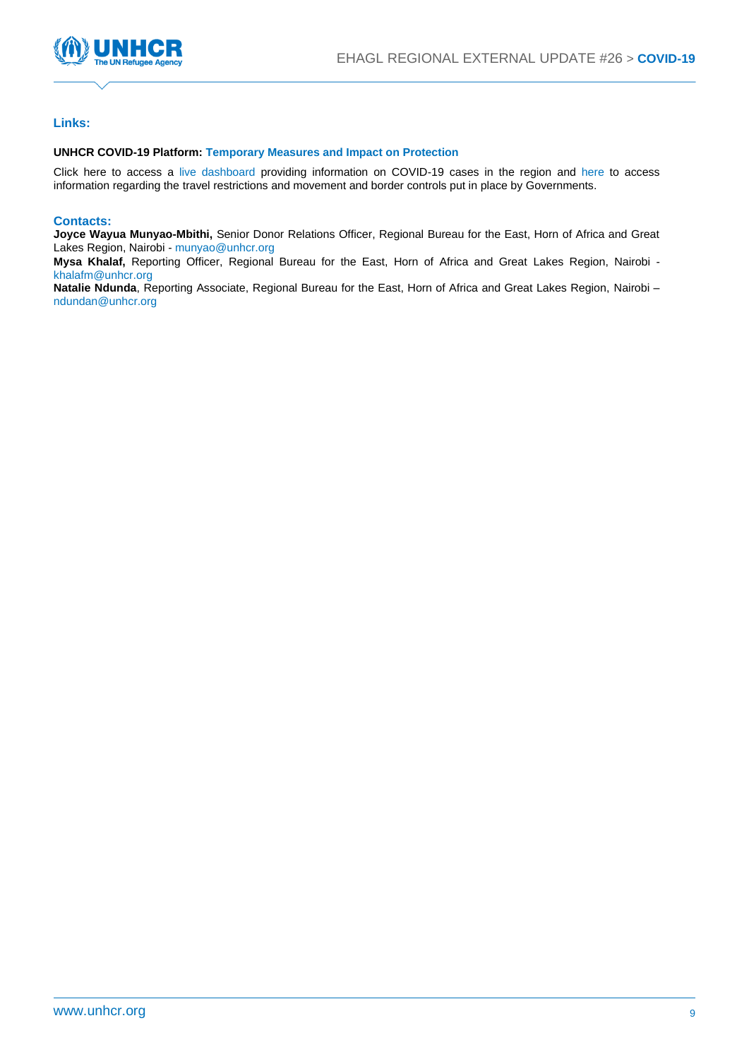## Links:

**UNHCR COVID-19 Platform: Temporary Measures and Impact on Protection**

Click here to access a live dashboard providing information on COVID-19 cases in the region and here to access information regarding the travel restrictions and movement and border controls put in place by Governments.

## Contacts:

**Joyce Wayua Munyao-Mbithi,** Senior Donor Relations Officer, Regional Bureau for the East, Horn of Africa and Great Lakes Region, Nairobi - munyao@unhcr.org

**Mysa Khalaf,** Reporting Officer, Regional Bureau for the East, Horn of Africa and Great Lakes Region, Nairobi - khalafm@unhcr.org

**Natalie Ndunda**, Reporting Associate, Regional Bureau for the East, Horn of Africa and Great Lakes Region, Nairobi – ndundan@unhcr.org